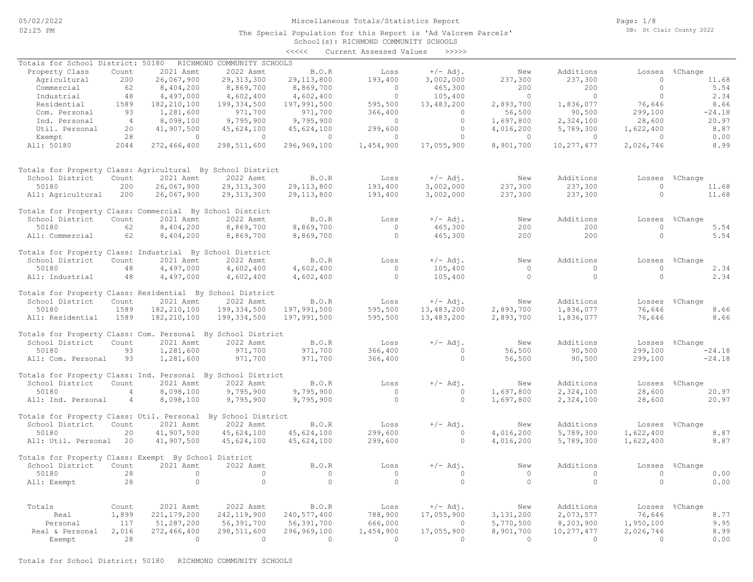# Miscellaneous Totals/Statistics Report

The Special Population for this Report is 'Ad Valorem Parcels'
School(s): RICHMOND COMMUNITY SCHOOLS
<<<<< Current Assessed Values >>>>>

## Totals for School District: 50180 RICHMOND COMMUNITY SCHOOLS

| Property Class | Count | 2021 Asmt | 2022 Asmt | B.O.R | Loss | +/- Adj. | New | Additions | Losses | %Change |
|---|---|---|---|---|---|---|---|---|---|---|
| Agricultural | 200 | 26,067,900 | 29,313,300 | 29,113,800 | 193,400 | 3,002,000 | 237,300 | 237,300 | 0 | 11.68 |
| Commercial | 62 | 8,404,200 | 8,869,700 | 8,869,700 | 0 | 465,300 | 200 | 200 | 0 | 5.54 |
| Industrial | 48 | 4,497,000 | 4,602,400 | 4,602,400 | 0 | 105,400 | 0 | 0 | 0 | 2.34 |
| Residential | 1589 | 182,210,100 | 199,334,500 | 197,991,500 | 595,500 | 13,483,200 | 2,893,700 | 1,836,077 | 76,646 | 8.66 |
| Com. Personal | 93 | 1,281,600 | 971,700 | 971,700 | 366,400 | 0 | 56,500 | 90,500 | 299,100 | -24.18 |
| Ind. Personal | 4 | 8,098,100 | 9,795,900 | 9,795,900 | 0 | 0 | 1,697,800 | 2,324,100 | 28,600 | 20.97 |
| Util. Personal | 20 | 41,907,500 | 45,624,100 | 45,624,100 | 299,600 | 0 | 4,016,200 | 5,789,300 | 1,622,400 | 8.87 |
| Exempt | 28 | 0 | 0 | 0 | 0 | 0 | 0 | 0 | 0 | 0.00 |
| All: 50180 | 2044 | 272,466,400 | 298,511,600 | 296,969,100 | 1,454,900 | 17,055,900 | 8,901,700 | 10,277,477 | 2,026,746 | 8.99 |

## Totals for Property Class: Agricultural By School District

| School District | Count | 2021 Asmt | 2022 Asmt | B.O.R | Loss | +/- Adj. | New | Additions | Losses | %Change |
|---|---|---|---|---|---|---|---|---|---|---|
| 50180 | 200 | 26,067,900 | 29,313,300 | 29,113,800 | 193,400 | 3,002,000 | 237,300 | 237,300 | 0 | 11.68 |
| All: Agricultural | 200 | 26,067,900 | 29,313,300 | 29,113,800 | 193,400 | 3,002,000 | 237,300 | 237,300 | 0 | 11.68 |

## Totals for Property Class: Commercial By School District

| School District | Count | 2021 Asmt | 2022 Asmt | B.O.R | Loss | +/- Adj. | New | Additions | Losses | %Change |
|---|---|---|---|---|---|---|---|---|---|---|
| 50180 | 62 | 8,404,200 | 8,869,700 | 8,869,700 | 0 | 465,300 | 200 | 200 | 0 | 5.54 |
| All: Commercial | 62 | 8,404,200 | 8,869,700 | 8,869,700 | 0 | 465,300 | 200 | 200 | 0 | 5.54 |

## Totals for Property Class: Industrial By School District

| School District | Count | 2021 Asmt | 2022 Asmt | B.O.R | Loss | +/- Adj. | New | Additions | Losses | %Change |
|---|---|---|---|---|---|---|---|---|---|---|
| 50180 | 48 | 4,497,000 | 4,602,400 | 4,602,400 | 0 | 105,400 | 0 | 0 | 0 | 2.34 |
| All: Industrial | 48 | 4,497,000 | 4,602,400 | 4,602,400 | 0 | 105,400 | 0 | 0 | 0 | 2.34 |

## Totals for Property Class: Residential By School District

| School District | Count | 2021 Asmt | 2022 Asmt | B.O.R | Loss | +/- Adj. | New | Additions | Losses | %Change |
|---|---|---|---|---|---|---|---|---|---|---|
| 50180 | 1589 | 182,210,100 | 199,334,500 | 197,991,500 | 595,500 | 13,483,200 | 2,893,700 | 1,836,077 | 76,646 | 8.66 |
| All: Residential | 1589 | 182,210,100 | 199,334,500 | 197,991,500 | 595,500 | 13,483,200 | 2,893,700 | 1,836,077 | 76,646 | 8.66 |

## Totals for Property Class: Com. Personal By School District

| School District | Count | 2021 Asmt | 2022 Asmt | B.O.R | Loss | +/- Adj. | New | Additions | Losses | %Change |
|---|---|---|---|---|---|---|---|---|---|---|
| 50180 | 93 | 1,281,600 | 971,700 | 971,700 | 366,400 | 0 | 56,500 | 90,500 | 299,100 | -24.18 |
| All: Com. Personal | 93 | 1,281,600 | 971,700 | 971,700 | 366,400 | 0 | 56,500 | 90,500 | 299,100 | -24.18 |

## Totals for Property Class: Ind. Personal By School District

| School District | Count | 2021 Asmt | 2022 Asmt | B.O.R | Loss | +/- Adj. | New | Additions | Losses | %Change |
|---|---|---|---|---|---|---|---|---|---|---|
| 50180 | 4 | 8,098,100 | 9,795,900 | 9,795,900 | 0 | 0 | 1,697,800 | 2,324,100 | 28,600 | 20.97 |
| All: Ind. Personal | 4 | 8,098,100 | 9,795,900 | 9,795,900 | 0 | 0 | 1,697,800 | 2,324,100 | 28,600 | 20.97 |

## Totals for Property Class: Util. Personal By School District

| School District | Count | 2021 Asmt | 2022 Asmt | B.O.R | Loss | +/- Adj. | New | Additions | Losses | %Change |
|---|---|---|---|---|---|---|---|---|---|---|
| 50180 | 20 | 41,907,500 | 45,624,100 | 45,624,100 | 299,600 | 0 | 4,016,200 | 5,789,300 | 1,622,400 | 8.87 |
| All: Util. Personal | 20 | 41,907,500 | 45,624,100 | 45,624,100 | 299,600 | 0 | 4,016,200 | 5,789,300 | 1,622,400 | 8.87 |

## Totals for Property Class: Exempt By School District

| School District | Count | 2021 Asmt | 2022 Asmt | B.O.R | Loss | +/- Adj. | New | Additions | Losses | %Change |
|---|---|---|---|---|---|---|---|---|---|---|
| 50180 | 28 | 0 | 0 | 0 | 0 | 0 | 0 | 0 | 0 | 0.00 |
| All: Exempt | 28 | 0 | 0 | 0 | 0 | 0 | 0 | 0 | 0 | 0.00 |

## Totals

| Totals | Count | 2021 Asmt | 2022 Asmt | B.O.R | Loss | +/- Adj. | New | Additions | Losses | %Change |
|---|---|---|---|---|---|---|---|---|---|---|
| Real | 1,899 | 221,179,200 | 242,119,900 | 240,577,400 | 788,900 | 17,055,900 | 3,131,200 | 2,073,577 | 76,646 | 8.77 |
| Personal | 117 | 51,287,200 | 56,391,700 | 56,391,700 | 666,000 | 0 | 5,770,500 | 8,203,900 | 1,950,100 | 9.95 |
| Real & Personal | 2,016 | 272,466,400 | 298,511,600 | 296,969,100 | 1,454,900 | 17,055,900 | 8,901,700 | 10,277,477 | 2,026,746 | 8.99 |
| Exempt | 28 | 0 | 0 | 0 | 0 | 0 | 0 | 0 | 0 | 0.00 |

Totals for School District: 50180 RICHMOND COMMUNITY SCHOOLS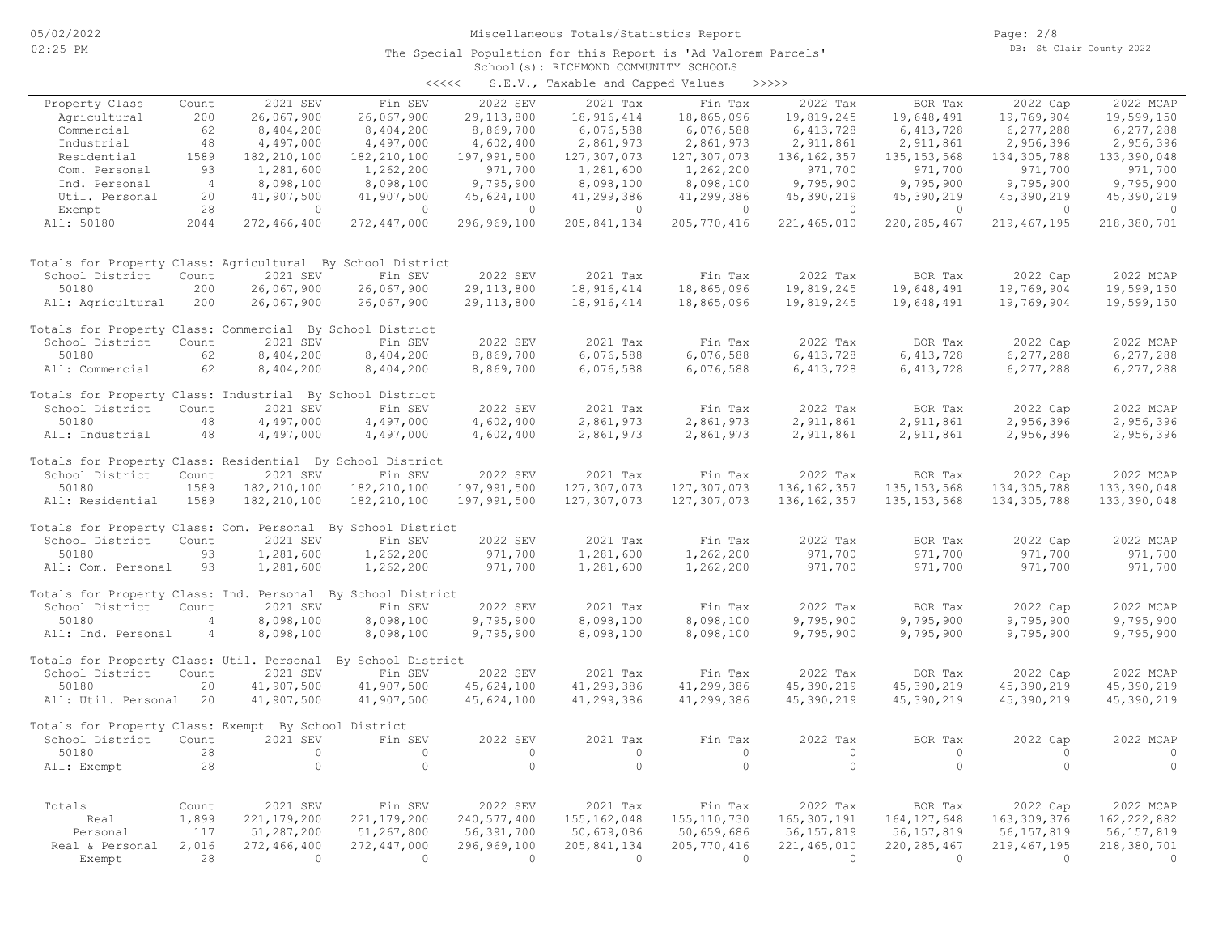# Miscellaneous Totals/Statistics Report

The Special Population for this Report is 'Ad Valorem Parcels'
School(s): RICHMOND COMMUNITY SCHOOLS

<<<<< S.E.V., Taxable and Capped Values >>>>>

| Property Class | Count | 2021 SEV | Fin SEV | 2022 SEV | 2021 Tax | Fin Tax | 2022 Tax | BOR Tax | 2022 Cap | 2022 MCAP |
|---|---|---|---|---|---|---|---|---|---|---|
| Agricultural | 200 | 26,067,900 | 26,067,900 | 29,113,800 | 18,916,414 | 18,865,096 | 19,819,245 | 19,648,491 | 19,769,904 | 19,599,150 |
| Commercial | 62 | 8,404,200 | 8,404,200 | 8,869,700 | 6,076,588 | 6,076,588 | 6,413,728 | 6,413,728 | 6,277,288 | 6,277,288 |
| Industrial | 48 | 4,497,000 | 4,497,000 | 4,602,400 | 2,861,973 | 2,861,973 | 2,911,861 | 2,911,861 | 2,956,396 | 2,956,396 |
| Residential | 1589 | 182,210,100 | 182,210,100 | 197,991,500 | 127,307,073 | 127,307,073 | 136,162,357 | 135,153,568 | 134,305,788 | 133,390,048 |
| Com. Personal | 93 | 1,281,600 | 1,262,200 | 971,700 | 1,281,600 | 1,262,200 | 971,700 | 971,700 | 971,700 | 971,700 |
| Ind. Personal | 4 | 8,098,100 | 8,098,100 | 9,795,900 | 8,098,100 | 8,098,100 | 9,795,900 | 9,795,900 | 9,795,900 | 9,795,900 |
| Util. Personal | 20 | 41,907,500 | 41,907,500 | 45,624,100 | 41,299,386 | 41,299,386 | 45,390,219 | 45,390,219 | 45,390,219 | 45,390,219 |
| Exempt | 28 | 0 | 0 | 0 | 0 | 0 | 0 | 0 | 0 | 0 |
| All: 50180 | 2044 | 272,466,400 | 272,447,000 | 296,969,100 | 205,841,134 | 205,770,416 | 221,465,010 | 220,285,467 | 219,467,195 | 218,380,701 |

Totals for Property Class: Agricultural By School District

| School District | Count | 2021 SEV | Fin SEV | 2022 SEV | 2021 Tax | Fin Tax | 2022 Tax | BOR Tax | 2022 Cap | 2022 MCAP |
|---|---|---|---|---|---|---|---|---|---|---|
| 50180 | 200 | 26,067,900 | 26,067,900 | 29,113,800 | 18,916,414 | 18,865,096 | 19,819,245 | 19,648,491 | 19,769,904 | 19,599,150 |
| All: Agricultural | 200 | 26,067,900 | 26,067,900 | 29,113,800 | 18,916,414 | 18,865,096 | 19,819,245 | 19,648,491 | 19,769,904 | 19,599,150 |

Totals for Property Class: Commercial By School District

| School District | Count | 2021 SEV | Fin SEV | 2022 SEV | 2021 Tax | Fin Tax | 2022 Tax | BOR Tax | 2022 Cap | 2022 MCAP |
|---|---|---|---|---|---|---|---|---|---|---|
| 50180 | 62 | 8,404,200 | 8,404,200 | 8,869,700 | 6,076,588 | 6,076,588 | 6,413,728 | 6,413,728 | 6,277,288 | 6,277,288 |
| All: Commercial | 62 | 8,404,200 | 8,404,200 | 8,869,700 | 6,076,588 | 6,076,588 | 6,413,728 | 6,413,728 | 6,277,288 | 6,277,288 |

Totals for Property Class: Industrial By School District

| School District | Count | 2021 SEV | Fin SEV | 2022 SEV | 2021 Tax | Fin Tax | 2022 Tax | BOR Tax | 2022 Cap | 2022 MCAP |
|---|---|---|---|---|---|---|---|---|---|---|
| 50180 | 48 | 4,497,000 | 4,497,000 | 4,602,400 | 2,861,973 | 2,861,973 | 2,911,861 | 2,911,861 | 2,956,396 | 2,956,396 |
| All: Industrial | 48 | 4,497,000 | 4,497,000 | 4,602,400 | 2,861,973 | 2,861,973 | 2,911,861 | 2,911,861 | 2,956,396 | 2,956,396 |

Totals for Property Class: Residential By School District

| School District | Count | 2021 SEV | Fin SEV | 2022 SEV | 2021 Tax | Fin Tax | 2022 Tax | BOR Tax | 2022 Cap | 2022 MCAP |
|---|---|---|---|---|---|---|---|---|---|---|
| 50180 | 1589 | 182,210,100 | 182,210,100 | 197,991,500 | 127,307,073 | 127,307,073 | 136,162,357 | 135,153,568 | 134,305,788 | 133,390,048 |
| All: Residential | 1589 | 182,210,100 | 182,210,100 | 197,991,500 | 127,307,073 | 127,307,073 | 136,162,357 | 135,153,568 | 134,305,788 | 133,390,048 |

Totals for Property Class: Com. Personal By School District

| School District | Count | 2021 SEV | Fin SEV | 2022 SEV | 2021 Tax | Fin Tax | 2022 Tax | BOR Tax | 2022 Cap | 2022 MCAP |
|---|---|---|---|---|---|---|---|---|---|---|
| 50180 | 93 | 1,281,600 | 1,262,200 | 971,700 | 1,281,600 | 1,262,200 | 971,700 | 971,700 | 971,700 | 971,700 |
| All: Com. Personal | 93 | 1,281,600 | 1,262,200 | 971,700 | 1,281,600 | 1,262,200 | 971,700 | 971,700 | 971,700 | 971,700 |

Totals for Property Class: Ind. Personal By School District

| School District | Count | 2021 SEV | Fin SEV | 2022 SEV | 2021 Tax | Fin Tax | 2022 Tax | BOR Tax | 2022 Cap | 2022 MCAP |
|---|---|---|---|---|---|---|---|---|---|---|
| 50180 | 4 | 8,098,100 | 8,098,100 | 9,795,900 | 8,098,100 | 8,098,100 | 9,795,900 | 9,795,900 | 9,795,900 | 9,795,900 |
| All: Ind. Personal | 4 | 8,098,100 | 8,098,100 | 9,795,900 | 8,098,100 | 8,098,100 | 9,795,900 | 9,795,900 | 9,795,900 | 9,795,900 |

Totals for Property Class: Util. Personal By School District

| School District | Count | 2021 SEV | Fin SEV | 2022 SEV | 2021 Tax | Fin Tax | 2022 Tax | BOR Tax | 2022 Cap | 2022 MCAP |
|---|---|---|---|---|---|---|---|---|---|---|
| 50180 | 20 | 41,907,500 | 41,907,500 | 45,624,100 | 41,299,386 | 41,299,386 | 45,390,219 | 45,390,219 | 45,390,219 | 45,390,219 |
| All: Util. Personal | 20 | 41,907,500 | 41,907,500 | 45,624,100 | 41,299,386 | 41,299,386 | 45,390,219 | 45,390,219 | 45,390,219 | 45,390,219 |

Totals for Property Class: Exempt By School District

| School District | Count | 2021 SEV | Fin SEV | 2022 SEV | 2021 Tax | Fin Tax | 2022 Tax | BOR Tax | 2022 Cap | 2022 MCAP |
|---|---|---|---|---|---|---|---|---|---|---|
| 50180 | 28 | 0 | 0 | 0 | 0 | 0 | 0 | 0 | 0 | 0 |
| All: Exempt | 28 | 0 | 0 | 0 | 0 | 0 | 0 | 0 | 0 | 0 |

| Totals | Count | 2021 SEV | Fin SEV | 2022 SEV | 2021 Tax | Fin Tax | 2022 Tax | BOR Tax | 2022 Cap | 2022 MCAP |
|---|---|---|---|---|---|---|---|---|---|---|
| Real | 1,899 | 221,179,200 | 221,179,200 | 240,577,400 | 155,162,048 | 155,110,730 | 165,307,191 | 164,127,648 | 163,309,376 | 162,222,882 |
| Personal | 117 | 51,287,200 | 51,267,800 | 56,391,700 | 50,679,086 | 50,659,686 | 56,157,819 | 56,157,819 | 56,157,819 | 56,157,819 |
| Real & Personal | 2,016 | 272,466,400 | 272,447,000 | 296,969,100 | 205,841,134 | 205,770,416 | 221,465,010 | 220,285,467 | 219,467,195 | 218,380,701 |
| Exempt | 28 | 0 | 0 | 0 | 0 | 0 | 0 | 0 | 0 | 0 |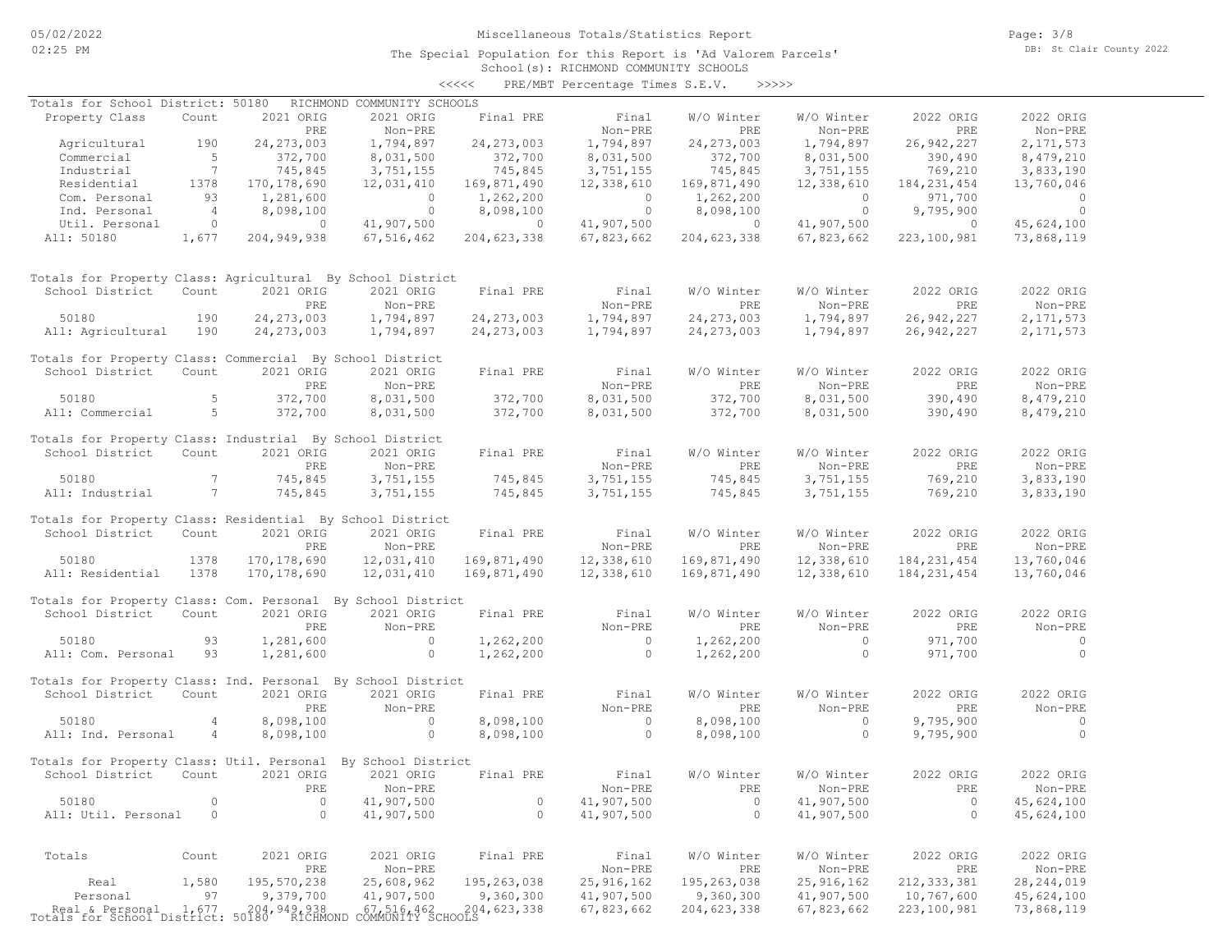Miscellaneous Totals/Statistics Report

The Special Population for this Report is 'Ad Valorem Parcels'

School(s): RICHMOND COMMUNITY SCHOOLS

<<<<< PRE/MBT Percentage Times S.E.V. >>>>>

Totals for School District: 50180 RICHMOND COMMUNITY SCHOOLS

| Property Class | Count | 2021 ORIG PRE | 2021 ORIG Non-PRE | Final PRE | Final Non-PRE | W/O Winter PRE | W/O Winter Non-PRE | 2022 ORIG PRE | 2022 ORIG Non-PRE |
|---|---|---|---|---|---|---|---|---|---|
| Agricultural | 190 | 24,273,003 | 1,794,897 | 24,273,003 | 1,794,897 | 24,273,003 | 1,794,897 | 26,942,227 | 2,171,573 |
| Commercial | 5 | 372,700 | 8,031,500 | 372,700 | 8,031,500 | 372,700 | 8,031,500 | 390,490 | 8,479,210 |
| Industrial | 7 | 745,845 | 3,751,155 | 745,845 | 3,751,155 | 745,845 | 3,751,155 | 769,210 | 3,833,190 |
| Residential | 1378 | 170,178,690 | 12,031,410 | 169,871,490 | 12,338,610 | 169,871,490 | 12,338,610 | 184,231,454 | 13,760,046 |
| Com. Personal | 93 | 1,281,600 | 0 | 1,262,200 | 0 | 1,262,200 | 0 | 971,700 | 0 |
| Ind. Personal | 4 | 8,098,100 | 0 | 8,098,100 | 0 | 8,098,100 | 0 | 9,795,900 | 0 |
| Util. Personal | 0 | 0 | 41,907,500 | 0 | 41,907,500 | 0 | 41,907,500 | 0 | 45,624,100 |
| All: 50180 | 1,677 | 204,949,938 | 67,516,462 | 204,623,338 | 67,823,662 | 204,623,338 | 67,823,662 | 223,100,981 | 73,868,119 |

Totals for Property Class: Agricultural By School District

| School District | Count | 2021 ORIG PRE | 2021 ORIG Non-PRE | Final PRE | Final Non-PRE | W/O Winter PRE | W/O Winter Non-PRE | 2022 ORIG PRE | 2022 ORIG Non-PRE |
|---|---|---|---|---|---|---|---|---|---|
| 50180 | 190 | 24,273,003 | 1,794,897 | 24,273,003 | 1,794,897 | 24,273,003 | 1,794,897 | 26,942,227 | 2,171,573 |
| All: Agricultural | 190 | 24,273,003 | 1,794,897 | 24,273,003 | 1,794,897 | 24,273,003 | 1,794,897 | 26,942,227 | 2,171,573 |

Totals for Property Class: Commercial By School District

| School District | Count | 2021 ORIG PRE | 2021 ORIG Non-PRE | Final PRE | Final Non-PRE | W/O Winter PRE | W/O Winter Non-PRE | 2022 ORIG PRE | 2022 ORIG Non-PRE |
|---|---|---|---|---|---|---|---|---|---|
| 50180 | 5 | 372,700 | 8,031,500 | 372,700 | 8,031,500 | 372,700 | 8,031,500 | 390,490 | 8,479,210 |
| All: Commercial | 5 | 372,700 | 8,031,500 | 372,700 | 8,031,500 | 372,700 | 8,031,500 | 390,490 | 8,479,210 |

Totals for Property Class: Industrial By School District

| School District | Count | 2021 ORIG PRE | 2021 ORIG Non-PRE | Final PRE | Final Non-PRE | W/O Winter PRE | W/O Winter Non-PRE | 2022 ORIG PRE | 2022 ORIG Non-PRE |
|---|---|---|---|---|---|---|---|---|---|
| 50180 | 7 | 745,845 | 3,751,155 | 745,845 | 3,751,155 | 745,845 | 3,751,155 | 769,210 | 3,833,190 |
| All: Industrial | 7 | 745,845 | 3,751,155 | 745,845 | 3,751,155 | 745,845 | 3,751,155 | 769,210 | 3,833,190 |

Totals for Property Class: Residential By School District

| School District | Count | 2021 ORIG PRE | 2021 ORIG Non-PRE | Final PRE | Final Non-PRE | W/O Winter PRE | W/O Winter Non-PRE | 2022 ORIG PRE | 2022 ORIG Non-PRE |
|---|---|---|---|---|---|---|---|---|---|
| 50180 | 1378 | 170,178,690 | 12,031,410 | 169,871,490 | 12,338,610 | 169,871,490 | 12,338,610 | 184,231,454 | 13,760,046 |
| All: Residential | 1378 | 170,178,690 | 12,031,410 | 169,871,490 | 12,338,610 | 169,871,490 | 12,338,610 | 184,231,454 | 13,760,046 |

Totals for Property Class: Com. Personal By School District

| School District | Count | 2021 ORIG PRE | 2021 ORIG Non-PRE | Final PRE | Final Non-PRE | W/O Winter PRE | W/O Winter Non-PRE | 2022 ORIG PRE | 2022 ORIG Non-PRE |
|---|---|---|---|---|---|---|---|---|---|
| 50180 | 93 | 1,281,600 | 0 | 1,262,200 | 0 | 1,262,200 | 0 | 971,700 | 0 |
| All: Com. Personal | 93 | 1,281,600 | 0 | 1,262,200 | 0 | 1,262,200 | 0 | 971,700 | 0 |

Totals for Property Class: Ind. Personal By School District

| School District | Count | 2021 ORIG PRE | 2021 ORIG Non-PRE | Final PRE | Final Non-PRE | W/O Winter PRE | W/O Winter Non-PRE | 2022 ORIG PRE | 2022 ORIG Non-PRE |
|---|---|---|---|---|---|---|---|---|---|
| 50180 | 4 | 8,098,100 | 0 | 8,098,100 | 0 | 8,098,100 | 0 | 9,795,900 | 0 |
| All: Ind. Personal | 4 | 8,098,100 | 0 | 8,098,100 | 0 | 8,098,100 | 0 | 9,795,900 | 0 |

Totals for Property Class: Util. Personal By School District

| School District | Count | 2021 ORIG PRE | 2021 ORIG Non-PRE | Final PRE | Final Non-PRE | W/O Winter PRE | W/O Winter Non-PRE | 2022 ORIG PRE | 2022 ORIG Non-PRE |
|---|---|---|---|---|---|---|---|---|---|
| 50180 | 0 | 0 | 41,907,500 | 0 | 41,907,500 | 0 | 41,907,500 | 0 | 45,624,100 |
| All: Util. Personal | 0 | 0 | 41,907,500 | 0 | 41,907,500 | 0 | 41,907,500 | 0 | 45,624,100 |

| Totals | Count | 2021 ORIG PRE | 2021 ORIG Non-PRE | Final PRE | Final Non-PRE | W/O Winter PRE | W/O Winter Non-PRE | 2022 ORIG PRE | 2022 ORIG Non-PRE |
|---|---|---|---|---|---|---|---|---|---|
| Real | 1,580 | 195,570,238 | 25,608,962 | 195,263,038 | 25,916,162 | 195,263,038 | 25,916,162 | 212,333,381 | 28,244,019 |
| Personal | 97 | 9,379,700 | 41,907,500 | 9,360,300 | 41,907,500 | 9,360,300 | 41,907,500 | 10,767,600 | 45,624,100 |
| Real & Personal | 1,677 | 204,949,938 | 67,516,462 | 204,623,338 | 67,823,662 | 204,623,338 | 67,823,662 | 223,100,981 | 73,868,119 |

Totals for School District: 50180 RICHMOND COMMUNITY SCHOOLS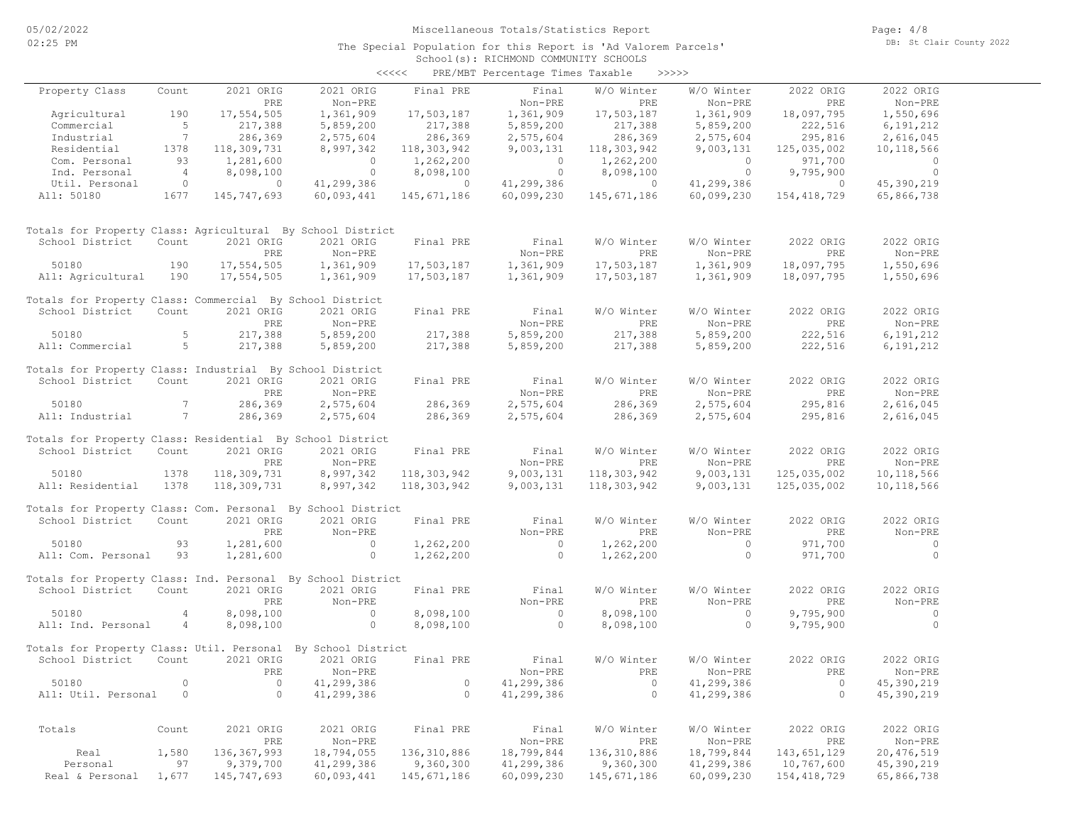# Miscellaneous Totals/Statistics Report

The Special Population for this Report is 'Ad Valorem Parcels'

School(s): RICHMOND COMMUNITY SCHOOLS

<<<<< PRE/MBT Percentage Times Taxable >>>>>

| Property Class | Count | 2021 ORIG PRE | 2021 ORIG Non-PRE | Final PRE | Final Non-PRE | W/O Winter PRE | W/O Winter Non-PRE | 2022 ORIG PRE | 2022 ORIG Non-PRE |
|---|---|---|---|---|---|---|---|---|---|
| Agricultural | 190 | 17,554,505 | 1,361,909 | 17,503,187 | 1,361,909 | 17,503,187 | 1,361,909 | 18,097,795 | 1,550,696 |
| Commercial | 5 | 217,388 | 5,859,200 | 217,388 | 5,859,200 | 217,388 | 5,859,200 | 222,516 | 6,191,212 |
| Industrial | 7 | 286,369 | 2,575,604 | 286,369 | 2,575,604 | 286,369 | 2,575,604 | 295,816 | 2,616,045 |
| Residential | 1378 | 118,309,731 | 8,997,342 | 118,303,942 | 9,003,131 | 118,303,942 | 9,003,131 | 125,035,002 | 10,118,566 |
| Com. Personal | 93 | 1,281,600 | 0 | 1,262,200 | 0 | 1,262,200 | 0 | 971,700 | 0 |
| Ind. Personal | 4 | 8,098,100 | 0 | 8,098,100 | 0 | 8,098,100 | 0 | 9,795,900 | 0 |
| Util. Personal | 0 | 0 | 41,299,386 | 0 | 41,299,386 | 0 | 41,299,386 | 0 | 45,390,219 |
| All: 50180 | 1677 | 145,747,693 | 60,093,441 | 145,671,186 | 60,099,230 | 145,671,186 | 60,099,230 | 154,418,729 | 65,866,738 |

Totals for Property Class: Agricultural By School District

| School District | Count | 2021 ORIG PRE | 2021 ORIG Non-PRE | Final PRE | Final Non-PRE | W/O Winter PRE | W/O Winter Non-PRE | 2022 ORIG PRE | 2022 ORIG Non-PRE |
|---|---|---|---|---|---|---|---|---|---|
| 50180 | 190 | 17,554,505 | 1,361,909 | 17,503,187 | 1,361,909 | 17,503,187 | 1,361,909 | 18,097,795 | 1,550,696 |
| All: Agricultural | 190 | 17,554,505 | 1,361,909 | 17,503,187 | 1,361,909 | 17,503,187 | 1,361,909 | 18,097,795 | 1,550,696 |

Totals for Property Class: Commercial By School District

| School District | Count | 2021 ORIG PRE | 2021 ORIG Non-PRE | Final PRE | Final Non-PRE | W/O Winter PRE | W/O Winter Non-PRE | 2022 ORIG PRE | 2022 ORIG Non-PRE |
|---|---|---|---|---|---|---|---|---|---|
| 50180 | 5 | 217,388 | 5,859,200 | 217,388 | 5,859,200 | 217,388 | 5,859,200 | 222,516 | 6,191,212 |
| All: Commercial | 5 | 217,388 | 5,859,200 | 217,388 | 5,859,200 | 217,388 | 5,859,200 | 222,516 | 6,191,212 |

Totals for Property Class: Industrial By School District

| School District | Count | 2021 ORIG PRE | 2021 ORIG Non-PRE | Final PRE | Final Non-PRE | W/O Winter PRE | W/O Winter Non-PRE | 2022 ORIG PRE | 2022 ORIG Non-PRE |
|---|---|---|---|---|---|---|---|---|---|
| 50180 | 7 | 286,369 | 2,575,604 | 286,369 | 2,575,604 | 286,369 | 2,575,604 | 295,816 | 2,616,045 |
| All: Industrial | 7 | 286,369 | 2,575,604 | 286,369 | 2,575,604 | 286,369 | 2,575,604 | 295,816 | 2,616,045 |

Totals for Property Class: Residential By School District

| School District | Count | 2021 ORIG PRE | 2021 ORIG Non-PRE | Final PRE | Final Non-PRE | W/O Winter PRE | W/O Winter Non-PRE | 2022 ORIG PRE | 2022 ORIG Non-PRE |
|---|---|---|---|---|---|---|---|---|---|
| 50180 | 1378 | 118,309,731 | 8,997,342 | 118,303,942 | 9,003,131 | 118,303,942 | 9,003,131 | 125,035,002 | 10,118,566 |
| All: Residential | 1378 | 118,309,731 | 8,997,342 | 118,303,942 | 9,003,131 | 118,303,942 | 9,003,131 | 125,035,002 | 10,118,566 |

Totals for Property Class: Com. Personal By School District

| School District | Count | 2021 ORIG PRE | 2021 ORIG Non-PRE | Final PRE | Final Non-PRE | W/O Winter PRE | W/O Winter Non-PRE | 2022 ORIG PRE | 2022 ORIG Non-PRE |
|---|---|---|---|---|---|---|---|---|---|
| 50180 | 93 | 1,281,600 | 0 | 1,262,200 | 0 | 1,262,200 | 0 | 971,700 | 0 |
| All: Com. Personal | 93 | 1,281,600 | 0 | 1,262,200 | 0 | 1,262,200 | 0 | 971,700 | 0 |

Totals for Property Class: Ind. Personal By School District

| School District | Count | 2021 ORIG PRE | 2021 ORIG Non-PRE | Final PRE | Final Non-PRE | W/O Winter PRE | W/O Winter Non-PRE | 2022 ORIG PRE | 2022 ORIG Non-PRE |
|---|---|---|---|---|---|---|---|---|---|
| 50180 | 4 | 8,098,100 | 0 | 8,098,100 | 0 | 8,098,100 | 0 | 9,795,900 | 0 |
| All: Ind. Personal | 4 | 8,098,100 | 0 | 8,098,100 | 0 | 8,098,100 | 0 | 9,795,900 | 0 |

Totals for Property Class: Util. Personal By School District

| School District | Count | 2021 ORIG PRE | 2021 ORIG Non-PRE | Final PRE | Final Non-PRE | W/O Winter PRE | W/O Winter Non-PRE | 2022 ORIG PRE | 2022 ORIG Non-PRE |
|---|---|---|---|---|---|---|---|---|---|
| 50180 | 0 | 0 | 41,299,386 | 0 | 41,299,386 | 0 | 41,299,386 | 0 | 45,390,219 |
| All: Util. Personal | 0 | 0 | 41,299,386 | 0 | 41,299,386 | 0 | 41,299,386 | 0 | 45,390,219 |

| Totals | Count | 2021 ORIG PRE | 2021 ORIG Non-PRE | Final PRE | Final Non-PRE | W/O Winter PRE | W/O Winter Non-PRE | 2022 ORIG PRE | 2022 ORIG Non-PRE |
|---|---|---|---|---|---|---|---|---|---|
| Real | 1,580 | 136,367,993 | 18,794,055 | 136,310,886 | 18,799,844 | 136,310,886 | 18,799,844 | 143,651,129 | 20,476,519 |
| Personal | 97 | 9,379,700 | 41,299,386 | 9,360,300 | 41,299,386 | 9,360,300 | 41,299,386 | 10,767,600 | 45,390,219 |
| Real & Personal | 1,677 | 145,747,693 | 60,093,441 | 145,671,186 | 60,099,230 | 145,671,186 | 60,099,230 | 154,418,729 | 65,866,738 |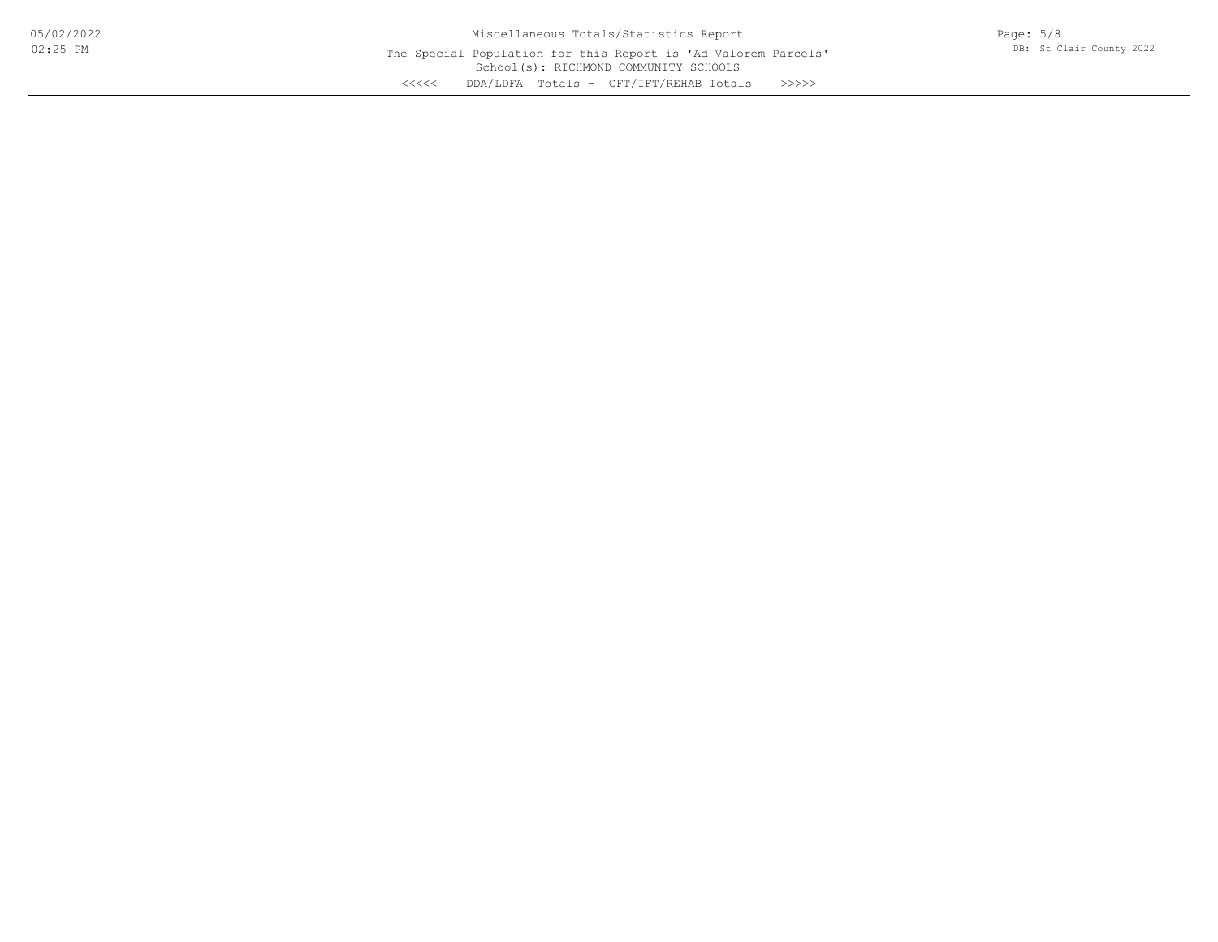<<<<< DDA/LDFA Totals - CFT/IFT/REHAB Totals >>>>>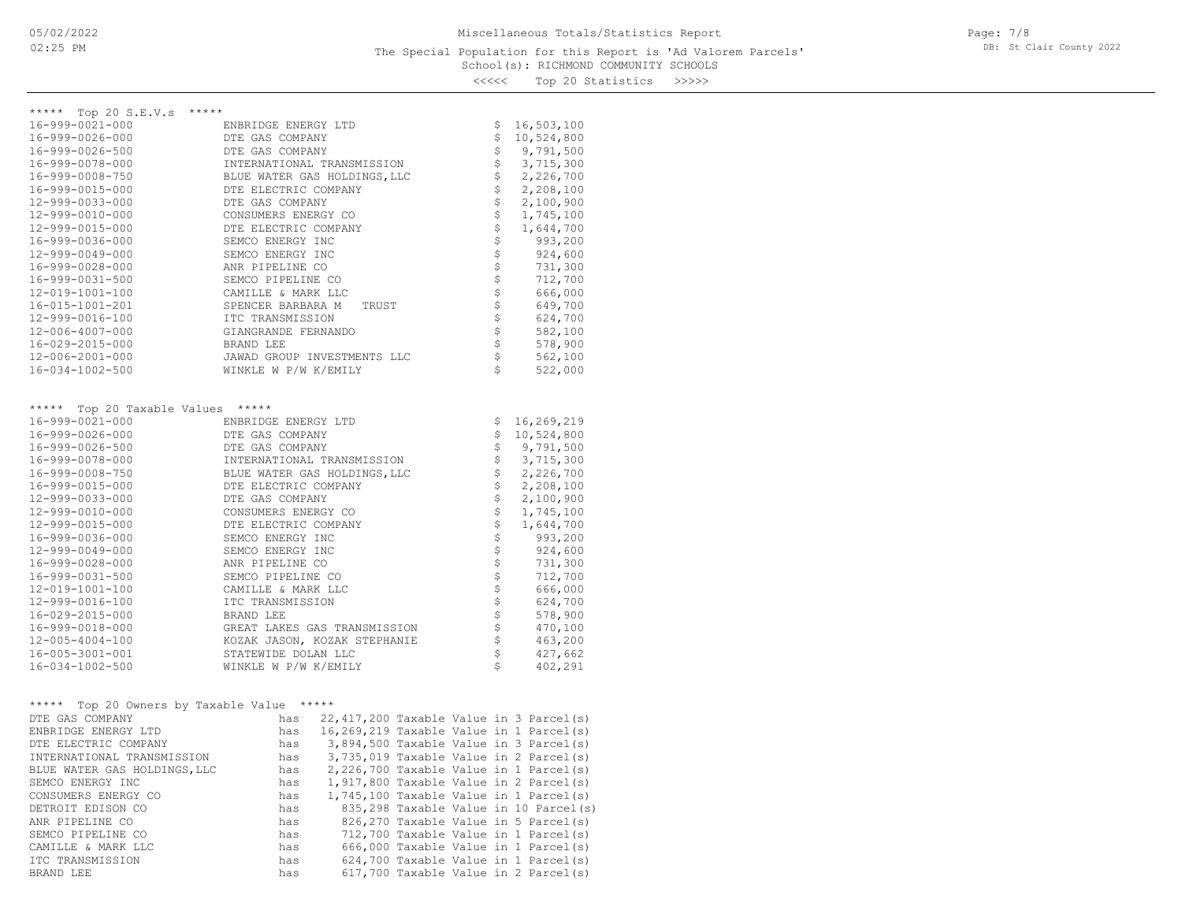Miscellaneous Totals/Statistics Report

The Special Population for this Report is 'Ad Valorem Parcels'

School(s): RICHMOND COMMUNITY SCHOOLS

<<<<< Top 20 Statistics >>>>>

## ***** Top 20 S.E.V.s *****

| Parcel | Owner | S.E.V. |
|---|---|---|
| 16-999-0021-000 | ENBRIDGE ENERGY LTD | $ 16,503,100 |
| 16-999-0026-000 | DTE GAS COMPANY | $ 10,524,800 |
| 16-999-0026-500 | DTE GAS COMPANY | $ 9,791,500 |
| 16-999-0078-000 | INTERNATIONAL TRANSMISSION | $ 3,715,300 |
| 16-999-0008-750 | BLUE WATER GAS HOLDINGS, LLC | $ 2,226,700 |
| 16-999-0015-000 | DTE ELECTRIC COMPANY | $ 2,208,100 |
| 12-999-0033-000 | DTE GAS COMPANY | $ 2,100,900 |
| 12-999-0010-000 | CONSUMERS ENERGY CO | $ 1,745,100 |
| 12-999-0015-000 | DTE ELECTRIC COMPANY | $ 1,644,700 |
| 16-999-0036-000 | SEMCO ENERGY INC | $ 993,200 |
| 12-999-0049-000 | SEMCO ENERGY INC | $ 924,600 |
| 16-999-0028-000 | ANR PIPELINE CO | $ 731,300 |
| 16-999-0031-500 | SEMCO PIPELINE CO | $ 712,700 |
| 12-019-1001-100 | CAMILLE & MARK LLC | $ 666,000 |
| 16-015-1001-201 | SPENCER BARBARA M TRUST | $ 649,700 |
| 12-999-0016-100 | ITC TRANSMISSION | $ 624,700 |
| 12-006-4007-000 | GIANGRANDE FERNANDO | $ 582,100 |
| 16-029-2015-000 | BRAND LEE | $ 578,900 |
| 12-006-2001-000 | JAWAD GROUP INVESTMENTS LLC | $ 562,100 |
| 16-034-1002-500 | WINKLE W P/W K/EMILY | $ 522,000 |

## ***** Top 20 Taxable Values *****

| Parcel | Owner | Taxable Value |
|---|---|---|
| 16-999-0021-000 | ENBRIDGE ENERGY LTD | $ 16,269,219 |
| 16-999-0026-000 | DTE GAS COMPANY | $ 10,524,800 |
| 16-999-0026-500 | DTE GAS COMPANY | $ 9,791,500 |
| 16-999-0078-000 | INTERNATIONAL TRANSMISSION | $ 3,715,300 |
| 16-999-0008-750 | BLUE WATER GAS HOLDINGS, LLC | $ 2,226,700 |
| 16-999-0015-000 | DTE ELECTRIC COMPANY | $ 2,208,100 |
| 12-999-0033-000 | DTE GAS COMPANY | $ 2,100,900 |
| 12-999-0010-000 | CONSUMERS ENERGY CO | $ 1,745,100 |
| 12-999-0015-000 | DTE ELECTRIC COMPANY | $ 1,644,700 |
| 16-999-0036-000 | SEMCO ENERGY INC | $ 993,200 |
| 12-999-0049-000 | SEMCO ENERGY INC | $ 924,600 |
| 16-999-0028-000 | ANR PIPELINE CO | $ 731,300 |
| 16-999-0031-500 | SEMCO PIPELINE CO | $ 712,700 |
| 12-019-1001-100 | CAMILLE & MARK LLC | $ 666,000 |
| 12-999-0016-100 | ITC TRANSMISSION | $ 624,700 |
| 16-029-2015-000 | BRAND LEE | $ 578,900 |
| 16-999-0018-000 | GREAT LAKES GAS TRANSMISSION | $ 470,100 |
| 12-005-4004-100 | KOZAK JASON, KOZAK STEPHANIE | $ 463,200 |
| 16-005-3001-001 | STATEWIDE DOLAN LLC | $ 427,662 |
| 16-034-1002-500 | WINKLE W P/W K/EMILY | $ 402,291 |

## ***** Top 20 Owners by Taxable Value *****

| Owner | | Taxable Value | | Parcel(s) |
|---|---|---|---|---|
| DTE GAS COMPANY | has | 22,417,200 Taxable Value | in | 3 Parcel(s) |
| ENBRIDGE ENERGY LTD | has | 16,269,219 Taxable Value | in | 1 Parcel(s) |
| DTE ELECTRIC COMPANY | has | 3,894,500 Taxable Value | in | 3 Parcel(s) |
| INTERNATIONAL TRANSMISSION | has | 3,735,019 Taxable Value | in | 2 Parcel(s) |
| BLUE WATER GAS HOLDINGS, LLC | has | 2,226,700 Taxable Value | in | 1 Parcel(s) |
| SEMCO ENERGY INC | has | 1,917,800 Taxable Value | in | 2 Parcel(s) |
| CONSUMERS ENERGY CO | has | 1,745,100 Taxable Value | in | 1 Parcel(s) |
| DETROIT EDISON CO | has | 835,298 Taxable Value | in | 10 Parcel(s) |
| ANR PIPELINE CO | has | 826,270 Taxable Value | in | 5 Parcel(s) |
| SEMCO PIPELINE CO | has | 712,700 Taxable Value | in | 1 Parcel(s) |
| CAMILLE & MARK LLC | has | 666,000 Taxable Value | in | 1 Parcel(s) |
| ITC TRANSMISSION | has | 624,700 Taxable Value | in | 1 Parcel(s) |
| BRAND LEE | has | 617,700 Taxable Value | in | 2 Parcel(s) |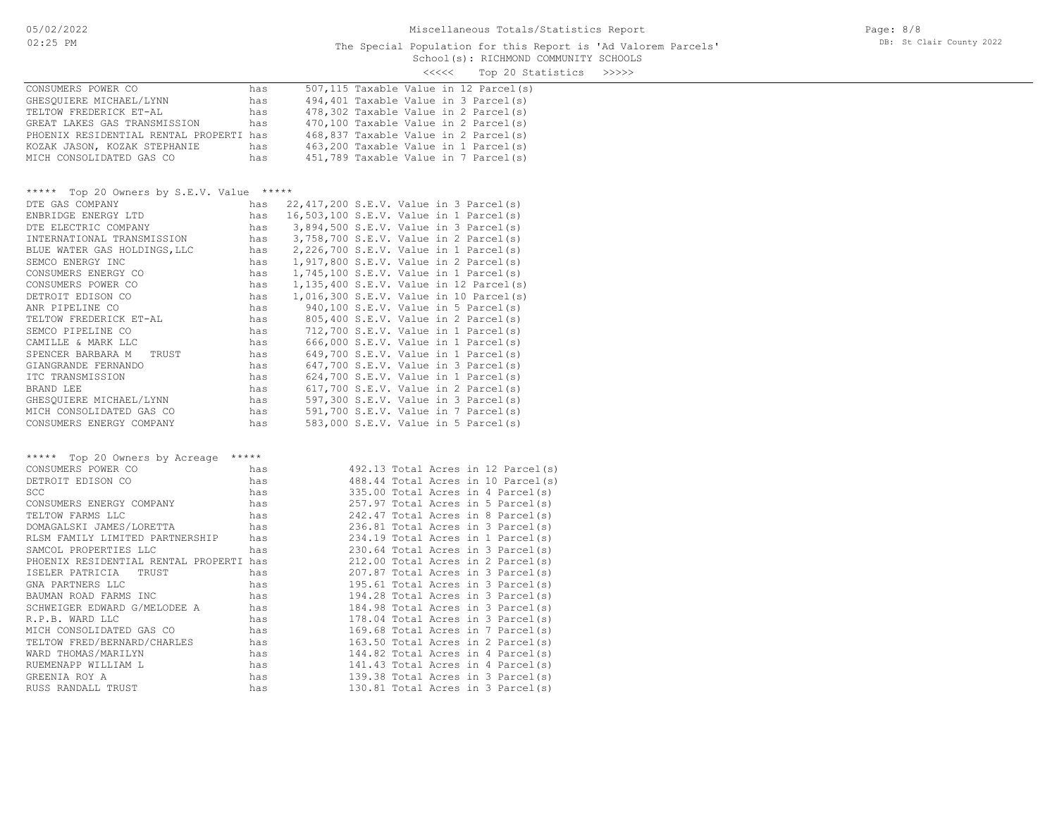| | | |
|---|---|---|
| CONSUMERS POWER CO | has | 507,115 Taxable Value in 12 Parcel(s) |
| GHESQUIERE MICHAEL/LYNN | has | 494,401 Taxable Value in 3 Parcel(s) |
| TELTOW FREDERICK ET-AL | has | 478,302 Taxable Value in 2 Parcel(s) |
| GREAT LAKES GAS TRANSMISSION | has | 470,100 Taxable Value in 2 Parcel(s) |
| PHOENIX RESIDENTIAL RENTAL PROPERTI | has | 468,837 Taxable Value in 2 Parcel(s) |
| KOZAK JASON, KOZAK STEPHANIE | has | 463,200 Taxable Value in 1 Parcel(s) |
| MICH CONSOLIDATED GAS CO | has | 451,789 Taxable Value in 7 Parcel(s) |

***** Top 20 Owners by S.E.V. Value *****

| | | |
|---|---|---|
| DTE GAS COMPANY | has | 22,417,200 S.E.V. Value in 3 Parcel(s) |
| ENBRIDGE ENERGY LTD | has | 16,503,100 S.E.V. Value in 1 Parcel(s) |
| DTE ELECTRIC COMPANY | has | 3,894,500 S.E.V. Value in 3 Parcel(s) |
| INTERNATIONAL TRANSMISSION | has | 3,758,700 S.E.V. Value in 2 Parcel(s) |
| BLUE WATER GAS HOLDINGS,LLC | has | 2,226,700 S.E.V. Value in 1 Parcel(s) |
| SEMCO ENERGY INC | has | 1,917,800 S.E.V. Value in 2 Parcel(s) |
| CONSUMERS ENERGY CO | has | 1,745,100 S.E.V. Value in 1 Parcel(s) |
| CONSUMERS POWER CO | has | 1,135,400 S.E.V. Value in 12 Parcel(s) |
| DETROIT EDISON CO | has | 1,016,300 S.E.V. Value in 10 Parcel(s) |
| ANR PIPELINE CO | has | 940,100 S.E.V. Value in 5 Parcel(s) |
| TELTOW FREDERICK ET-AL | has | 805,400 S.E.V. Value in 2 Parcel(s) |
| SEMCO PIPELINE CO | has | 712,700 S.E.V. Value in 1 Parcel(s) |
| CAMILLE & MARK LLC | has | 666,000 S.E.V. Value in 1 Parcel(s) |
| SPENCER BARBARA M TRUST | has | 649,700 S.E.V. Value in 1 Parcel(s) |
| GIANGRANDE FERNANDO | has | 647,700 S.E.V. Value in 3 Parcel(s) |
| ITC TRANSMISSION | has | 624,700 S.E.V. Value in 1 Parcel(s) |
| BRAND LEE | has | 617,700 S.E.V. Value in 2 Parcel(s) |
| GHESQUIERE MICHAEL/LYNN | has | 597,300 S.E.V. Value in 3 Parcel(s) |
| MICH CONSOLIDATED GAS CO | has | 591,700 S.E.V. Value in 7 Parcel(s) |
| CONSUMERS ENERGY COMPANY | has | 583,000 S.E.V. Value in 5 Parcel(s) |

***** Top 20 Owners by Acreage *****

| | | |
|---|---|---|
| CONSUMERS POWER CO | has | 492.13 Total Acres in 12 Parcel(s) |
| DETROIT EDISON CO | has | 488.44 Total Acres in 10 Parcel(s) |
| SCC | has | 335.00 Total Acres in 4 Parcel(s) |
| CONSUMERS ENERGY COMPANY | has | 257.97 Total Acres in 5 Parcel(s) |
| TELTOW FARMS LLC | has | 242.47 Total Acres in 8 Parcel(s) |
| DOMAGALSKI JAMES/LORETTA | has | 236.81 Total Acres in 3 Parcel(s) |
| RLSM FAMILY LIMITED PARTNERSHIP | has | 234.19 Total Acres in 1 Parcel(s) |
| SAMCOL PROPERTIES LLC | has | 230.64 Total Acres in 3 Parcel(s) |
| PHOENIX RESIDENTIAL RENTAL PROPERTI | has | 212.00 Total Acres in 2 Parcel(s) |
| ISELER PATRICIA TRUST | has | 207.87 Total Acres in 3 Parcel(s) |
| GNA PARTNERS LLC | has | 195.61 Total Acres in 3 Parcel(s) |
| BAUMAN ROAD FARMS INC | has | 194.28 Total Acres in 3 Parcel(s) |
| SCHWEIGER EDWARD G/MELODEE A | has | 184.98 Total Acres in 3 Parcel(s) |
| R.P.B. WARD LLC | has | 178.04 Total Acres in 3 Parcel(s) |
| MICH CONSOLIDATED GAS CO | has | 169.68 Total Acres in 7 Parcel(s) |
| TELTOW FRED/BERNARD/CHARLES | has | 163.50 Total Acres in 2 Parcel(s) |
| WARD THOMAS/MARILYN | has | 144.82 Total Acres in 4 Parcel(s) |
| RUEMENAPP WILLIAM L | has | 141.43 Total Acres in 4 Parcel(s) |
| GREENIA ROY A | has | 139.38 Total Acres in 3 Parcel(s) |
| RUSS RANDALL TRUST | has | 130.81 Total Acres in 3 Parcel(s) |